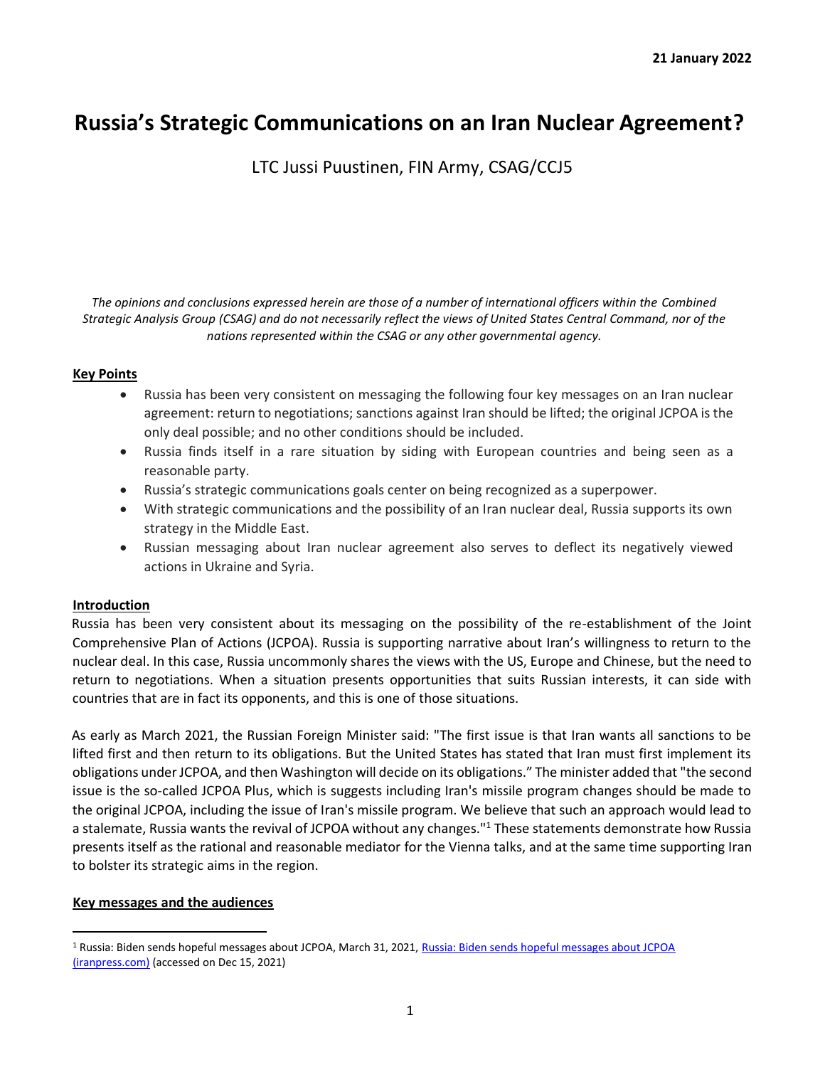**21 January 2022**

# Russia's Strategic Communications on an Iran Nuclear Agreement?

LTC Jussi Puustinen, FIN Army, CSAG/CCJ5

*The opinions and conclusions expressed herein are those of a number of international officers within the Combined Strategic Analysis Group (CSAG) and do not necessarily reflect the views of United States Central Command, nor of the nations represented within the CSAG or any other governmental agency.*

## Key Points

- Russia has been very consistent on messaging the following four key messages on an Iran nuclear agreement: return to negotiations; sanctions against Iran should be lifted; the original JCPOA is the only deal possible; and no other conditions should be included.
- Russia finds itself in a rare situation by siding with European countries and being seen as a reasonable party.
- Russia's strategic communications goals center on being recognized as a superpower.
- With strategic communications and the possibility of an Iran nuclear deal, Russia supports its own strategy in the Middle East.
- Russian messaging about Iran nuclear agreement also serves to deflect its negatively viewed actions in Ukraine and Syria.

## Introduction

Russia has been very consistent about its messaging on the possibility of the re-establishment of the Joint Comprehensive Plan of Actions (JCPOA). Russia is supporting narrative about Iran's willingness to return to the nuclear deal. In this case, Russia uncommonly shares the views with the US, Europe and Chinese, but the need to return to negotiations. When a situation presents opportunities that suits Russian interests, it can side with countries that are in fact its opponents, and this is one of those situations.

As early as March 2021, the Russian Foreign Minister said: "The first issue is that Iran wants all sanctions to be lifted first and then return to its obligations. But the United States has stated that Iran must first implement its obligations under JCPOA, and then Washington will decide on its obligations." The minister added that "the second issue is the so-called JCPOA Plus, which is suggests including Iran's missile program changes should be made to the original JCPOA, including the issue of Iran's missile program. We believe that such an approach would lead to a stalemate, Russia wants the revival of JCPOA without any changes."[1] These statements demonstrate how Russia presents itself as the rational and reasonable mediator for the Vienna talks, and at the same time supporting Iran to bolster its strategic aims in the region.

## Key messages and the audiences

[1] Russia: Biden sends hopeful messages about JCPOA, March 31, 2021, [Russia: Biden sends hopeful messages about JCPOA (iranpress.com)](iranpress.com) (accessed on Dec 15, 2021)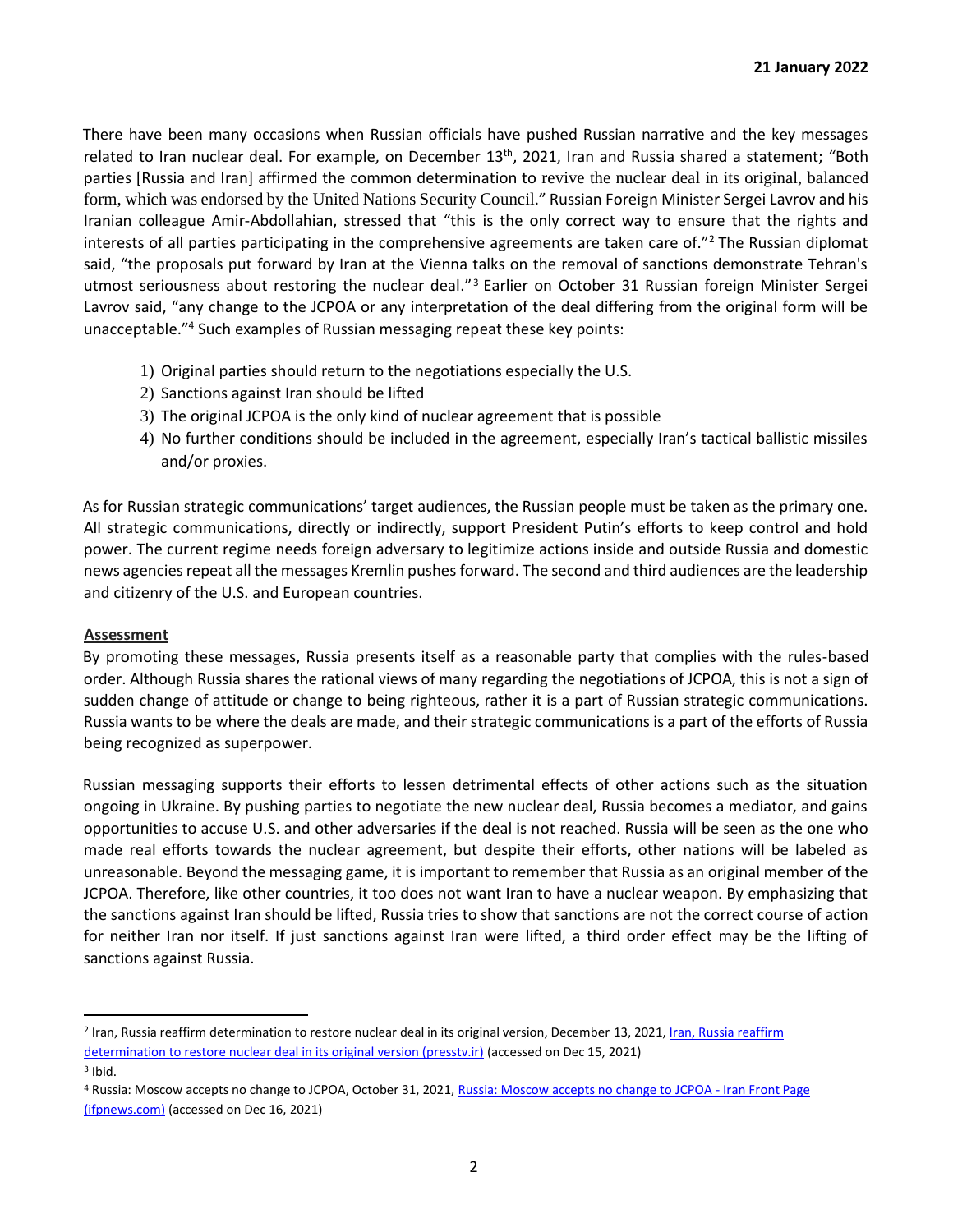There have been many occasions when Russian officials have pushed Russian narrative and the key messages related to Iran nuclear deal. For example, on December 13th, 2021, Iran and Russia shared a statement; "Both parties [Russia and Iran] affirmed the common determination to revive the nuclear deal in its original, balanced form, which was endorsed by the United Nations Security Council." Russian Foreign Minister Sergei Lavrov and his Iranian colleague Amir-Abdollahian, stressed that "this is the only correct way to ensure that the rights and interests of all parties participating in the comprehensive agreements are taken care of."[2] The Russian diplomat said, "the proposals put forward by Iran at the Vienna talks on the removal of sanctions demonstrate Tehran's utmost seriousness about restoring the nuclear deal."[3] Earlier on October 31 Russian foreign Minister Sergei Lavrov said, "any change to the JCPOA or any interpretation of the deal differing from the original form will be unacceptable."[4] Such examples of Russian messaging repeat these key points:

1) Original parties should return to the negotiations especially the U.S.
2) Sanctions against Iran should be lifted
3) The original JCPOA is the only kind of nuclear agreement that is possible
4) No further conditions should be included in the agreement, especially Iran's tactical ballistic missiles and/or proxies.

As for Russian strategic communications' target audiences, the Russian people must be taken as the primary one. All strategic communications, directly or indirectly, support President Putin's efforts to keep control and hold power. The current regime needs foreign adversary to legitimize actions inside and outside Russia and domestic news agencies repeat all the messages Kremlin pushes forward. The second and third audiences are the leadership and citizenry of the U.S. and European countries.

**Assessment**

By promoting these messages, Russia presents itself as a reasonable party that complies with the rules-based order. Although Russia shares the rational views of many regarding the negotiations of JCPOA, this is not a sign of sudden change of attitude or change to being righteous, rather it is a part of Russian strategic communications. Russia wants to be where the deals are made, and their strategic communications is a part of the efforts of Russia being recognized as superpower.

Russian messaging supports their efforts to lessen detrimental effects of other actions such as the situation ongoing in Ukraine. By pushing parties to negotiate the new nuclear deal, Russia becomes a mediator, and gains opportunities to accuse U.S. and other adversaries if the deal is not reached. Russia will be seen as the one who made real efforts towards the nuclear agreement, but despite their efforts, other nations will be labeled as unreasonable. Beyond the messaging game, it is important to remember that Russia as an original member of the JCPOA. Therefore, like other countries, it too does not want Iran to have a nuclear weapon. By emphasizing that the sanctions against Iran should be lifted, Russia tries to show that sanctions are not the correct course of action for neither Iran nor itself. If just sanctions against Iran were lifted, a third order effect may be the lifting of sanctions against Russia.

---

[2] Iran, Russia reaffirm determination to restore nuclear deal in its original version, December 13, 2021, Iran, Russia reaffirm determination to restore nuclear deal in its original version (presstv.ir) (accessed on Dec 15, 2021)

[3] Ibid.

[4] Russia: Moscow accepts no change to JCPOA, October 31, 2021, Russia: Moscow accepts no change to JCPOA - Iran Front Page (ifpnews.com) (accessed on Dec 16, 2021)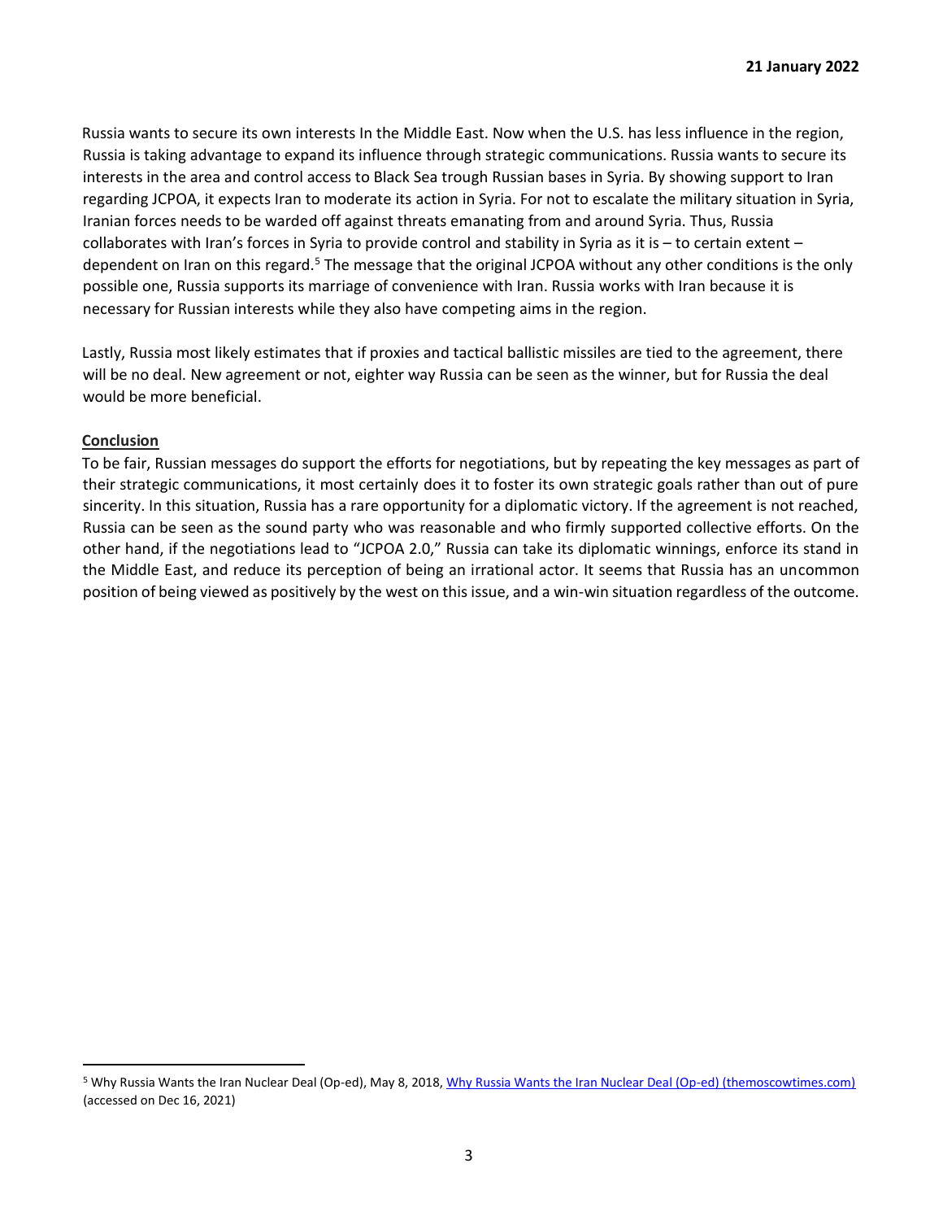Russia wants to secure its own interests In the Middle East. Now when the U.S. has less influence in the region, Russia is taking advantage to expand its influence through strategic communications. Russia wants to secure its interests in the area and control access to Black Sea trough Russian bases in Syria. By showing support to Iran regarding JCPOA, it expects Iran to moderate its action in Syria. For not to escalate the military situation in Syria, Iranian forces needs to be warded off against threats emanating from and around Syria. Thus, Russia collaborates with Iran's forces in Syria to provide control and stability in Syria as it is – to certain extent – dependent on Iran on this regard.[5] The message that the original JCPOA without any other conditions is the only possible one, Russia supports its marriage of convenience with Iran. Russia works with Iran because it is necessary for Russian interests while they also have competing aims in the region.

Lastly, Russia most likely estimates that if proxies and tactical ballistic missiles are tied to the agreement, there will be no deal. New agreement or not, eighter way Russia can be seen as the winner, but for Russia the deal would be more beneficial.

## Conclusion

To be fair, Russian messages do support the efforts for negotiations, but by repeating the key messages as part of their strategic communications, it most certainly does it to foster its own strategic goals rather than out of pure sincerity. In this situation, Russia has a rare opportunity for a diplomatic victory. If the agreement is not reached, Russia can be seen as the sound party who was reasonable and who firmly supported collective efforts. On the other hand, if the negotiations lead to "JCPOA 2.0," Russia can take its diplomatic winnings, enforce its stand in the Middle East, and reduce its perception of being an irrational actor. It seems that Russia has an uncommon position of being viewed as positively by the west on this issue, and a win-win situation regardless of the outcome.

---

[5] Why Russia Wants the Iran Nuclear Deal (Op-ed), May 8, 2018, Why Russia Wants the Iran Nuclear Deal (Op-ed) (themoscowtimes.com) (accessed on Dec 16, 2021)